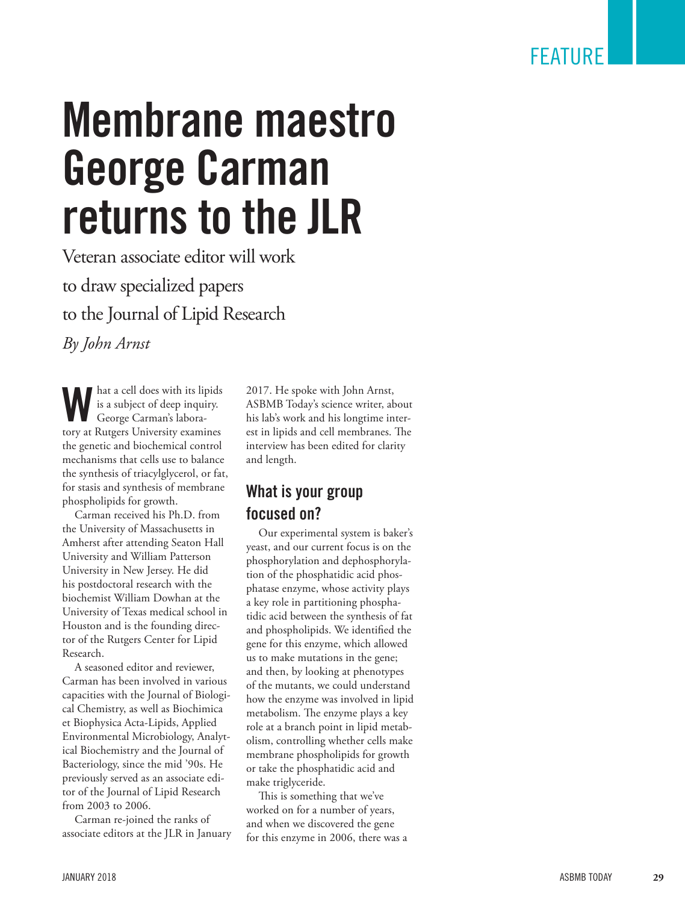FEATURE

# Membrane maestro George Carman returns to the JLR

Veteran associate editor will work to draw specialized papers to the Journal of Lipid Research

*By John Arnst*

What a cell does with its lipids is a subject of deep inquiry. George Carman's laboratory at Rutgers University examines the genetic and biochemical control mechanisms that cells use to balance the synthesis of triacylglycerol, or fat, for stasis and synthesis of membrane phospholipids for growth.

Carman received his Ph.D. from the University of Massachusetts in Amherst after attending Seaton Hall University and William Patterson University in New Jersey. He did his postdoctoral research with the biochemist William Dowhan at the University of Texas medical school in Houston and is the founding director of the Rutgers Center for Lipid Research.

A seasoned editor and reviewer, Carman has been involved in various capacities with the Journal of Biological Chemistry, as well as Biochimica et Biophysica Acta-Lipids, Applied Environmental Microbiology, Analytical Biochemistry and the Journal of Bacteriology, since the mid '90s. He previously served as an associate editor of the Journal of Lipid Research from 2003 to 2006.

Carman re-joined the ranks of associate editors at the JLR in January 2017. He spoke with John Arnst, ASBMB Today's science writer, about his lab's work and his longtime interest in lipids and cell membranes. The interview has been edited for clarity and length.

## What is your group focused on?

Our experimental system is baker's yeast, and our current focus is on the phosphorylation and dephosphorylation of the phosphatidic acid phosphatase enzyme, whose activity plays a key role in partitioning phosphatidic acid between the synthesis of fat and phospholipids. We identified the gene for this enzyme, which allowed us to make mutations in the gene; and then, by looking at phenotypes of the mutants, we could understand how the enzyme was involved in lipid metabolism. The enzyme plays a key role at a branch point in lipid metabolism, controlling whether cells make membrane phospholipids for growth or take the phosphatidic acid and make triglyceride.

This is something that we've worked on for a number of years, and when we discovered the gene for this enzyme in 2006, there was a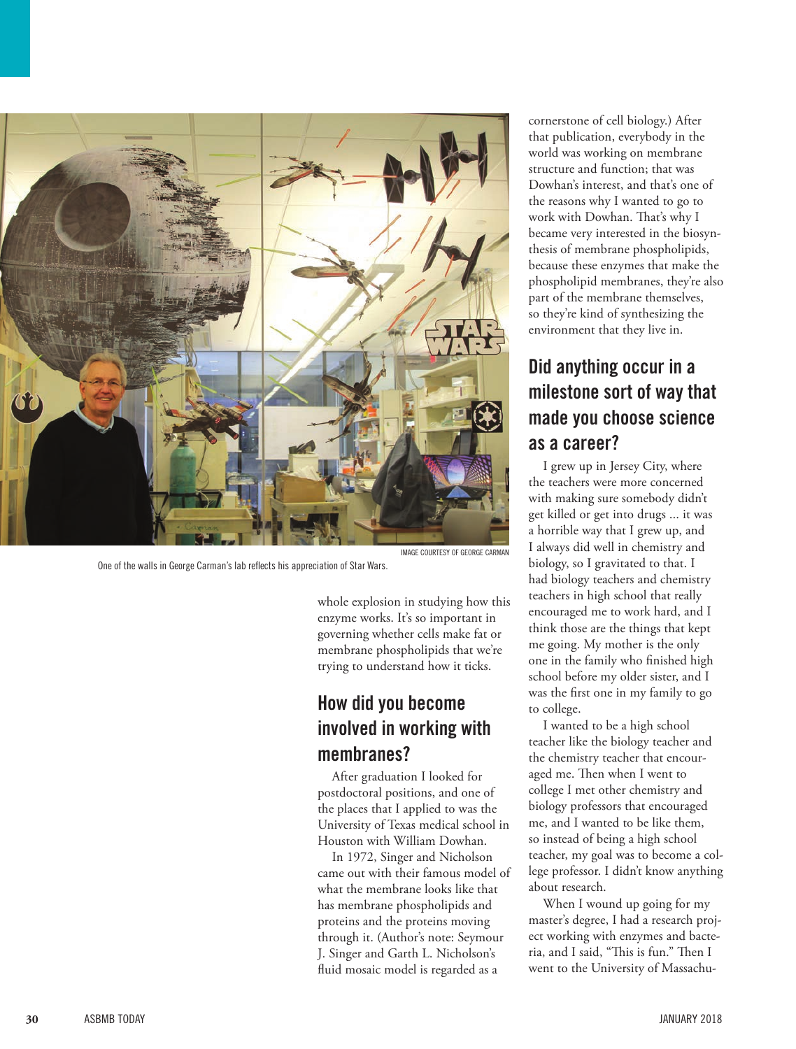One of the walls in George Carman's lab reflects his appreciation of Star Wars.

IMAGE COURTESY OF GEORGE CARMAN

whole explosion in studying how this enzyme works. It's so important in governing whether cells make fat or membrane phospholipids that we're trying to understand how it ticks.

## How did you become involved in working with membranes?

After graduation I looked for postdoctoral positions, and one of the places that I applied to was the University of Texas medical school in Houston with William Dowhan.

In 1972, Singer and Nicholson came out with their famous model of what the membrane looks like that has membrane phospholipids and proteins and the proteins moving through it. (Author's note: Seymour J. Singer and Garth L. Nicholson's fluid mosaic model is regarded as a cornerstone of cell biology.) After that publication, everybody in the world was working on membrane structure and function; that was Dowhan's interest, and that's one of the reasons why I wanted to go to work with Dowhan. That's why I became very interested in the biosynthesis of membrane phospholipids, because these enzymes that make the phospholipid membranes, they're also part of the membrane themselves, so they're kind of synthesizing the environment that they live in.

## Did anything occur in a milestone sort of way that made you choose science as a career?

I grew up in Jersey City, where the teachers were more concerned with making sure somebody didn't get killed or get into drugs ... it was a horrible way that I grew up, and I always did well in chemistry and biology, so I gravitated to that. I had biology teachers and chemistry teachers in high school that really encouraged me to work hard, and I think those are the things that kept me going. My mother is the only one in the family who finished high school before my older sister, and I was the first one in my family to go to college.

I wanted to be a high school teacher like the biology teacher and the chemistry teacher that encouraged me. Then when I went to college I met other chemistry and biology professors that encouraged me, and I wanted to be like them, so instead of being a high school teacher, my goal was to become a college professor. I didn't know anything about research.

When I wound up going for my master's degree, I had a research project working with enzymes and bacteria, and I said, "This is fun." Then I went to the University of Massachu-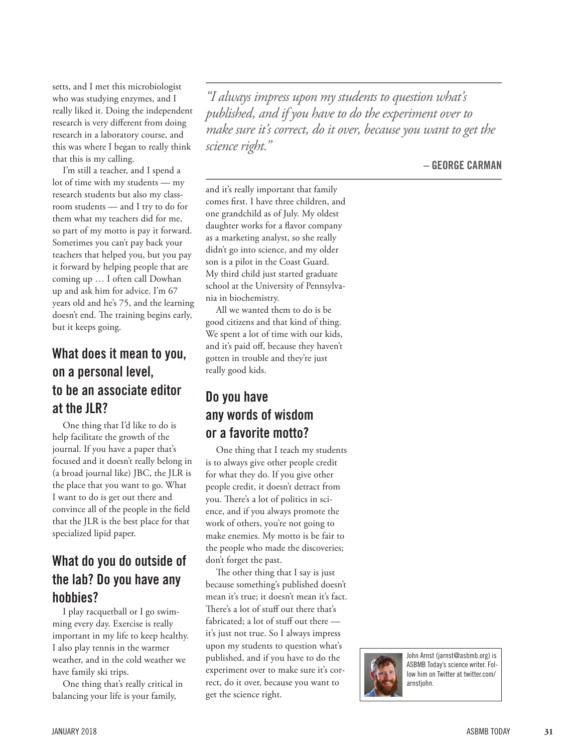setts, and I met this microbiologist who was studying enzymes, and I really liked it. Doing the independent research is very different from doing research in a laboratory course, and this was where I began to really think that this is my calling.

I'm still a teacher, and I spend a lot of time with my students — my research students but also my classroom students — and I try to do for them what my teachers did for me, so part of my motto is pay it forward. Sometimes you can't pay back your teachers that helped you, but you pay it forward by helping people that are coming up … I often call Dowhan up and ask him for advice. I'm 67 years old and he's 75, and the learning doesn't end. The training begins early, but it keeps going.

## What does it mean to you, on a personal level, to be an associate editor at the JLR?

One thing that I'd like to do is help facilitate the growth of the journal. If you have a paper that's focused and it doesn't really belong in (a broad journal like) JBC, the JLR is the place that you want to go. What I want to do is get out there and convince all of the people in the field that the JLR is the best place for that specialized lipid paper.

## What do you do outside of the lab? Do you have any hobbies?

I play racquetball or I go swimming every day. Exercise is really important in my life to keep healthy. I also play tennis in the warmer weather, and in the cold weather we have family ski trips.

One thing that's really critical in balancing your life is your family, and it's really important that family comes first. I have three children, and one grandchild as of July. My oldest daughter works for a flavor company as a marketing analyst, so she really didn't go into science, and my older son is a pilot in the Coast Guard. My third child just started graduate school at the University of Pennsylvania in biochemistry.

All we wanted them to do is be good citizens and that kind of thing. We spent a lot of time with our kids, and it's paid off, because they haven't gotten in trouble and they're just really good kids.

> *"I always impress upon my students to question what's published, and if you have to do the experiment over to make sure it's correct, do it over, because you want to get the science right."*
>
> **– GEORGE CARMAN**

## Do you have any words of wisdom or a favorite motto?

One thing that I teach my students is to always give other people credit for what they do. If you give other people credit, it doesn't detract from you. There's a lot of politics in science, and if you always promote the work of others, you're not going to make enemies. My motto is be fair to the people who made the discoveries; don't forget the past.

The other thing that I say is just because something's published doesn't mean it's true; it doesn't mean it's fact. There's a lot of stuff out there that's fabricated; a lot of stuff out there — it's just not true. So I always impress upon my students to question what's published, and if you have to do the experiment over to make sure it's correct, do it over, because you want to get the science right.

John Arnst (jarnst@asbmb.org) is ASBMB Today's science writer. Follow him on Twitter at twitter.com/arnstjohn.